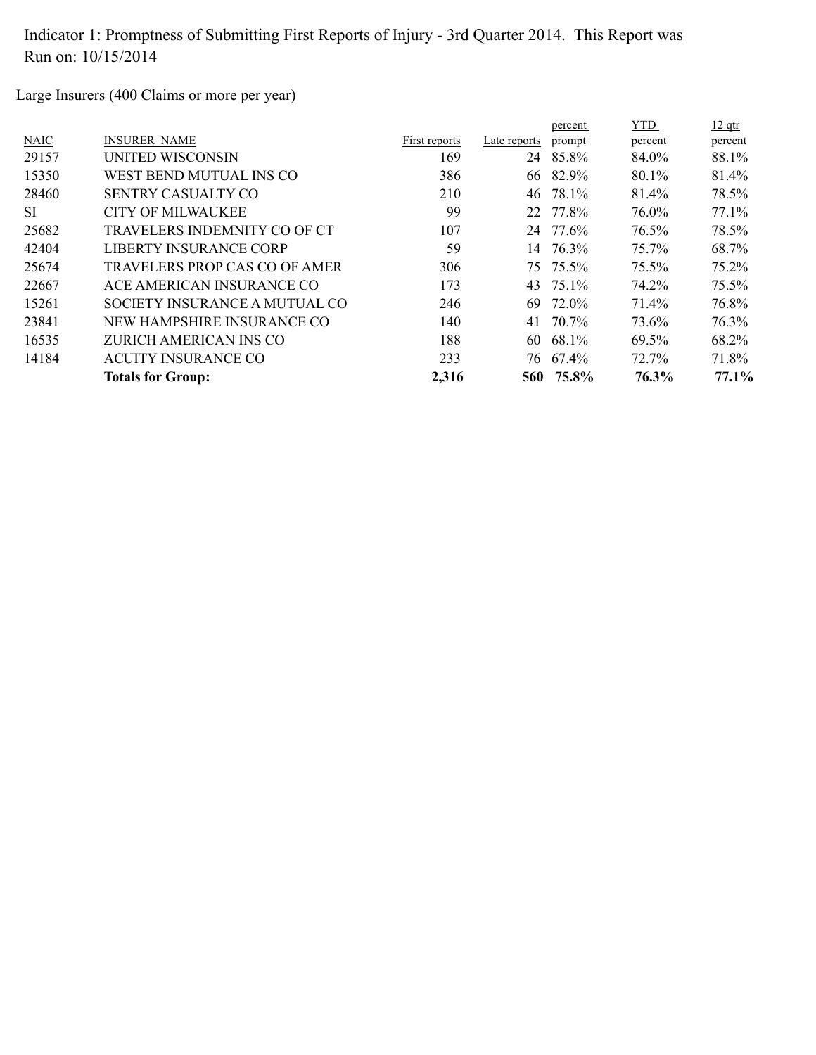Indicator 1: Promptness of Submitting First Reports of Injury - 3rd Quarter 2014. This Report was Run on: 10/15/2014

Large Insurers (400 Claims or more per year)

| NAIC | INSURER NAME | First reports | Late reports | percent prompt | YTD percent | 12 qtr percent |
|---|---|---|---|---|---|---|
| 29157 | UNITED WISCONSIN | 169 | 24 | 85.8% | 84.0% | 88.1% |
| 15350 | WEST BEND MUTUAL INS CO | 386 | 66 | 82.9% | 80.1% | 81.4% |
| 28460 | SENTRY CASUALTY CO | 210 | 46 | 78.1% | 81.4% | 78.5% |
| SI | CITY OF MILWAUKEE | 99 | 22 | 77.8% | 76.0% | 77.1% |
| 25682 | TRAVELERS INDEMNITY CO OF CT | 107 | 24 | 77.6% | 76.5% | 78.5% |
| 42404 | LIBERTY INSURANCE CORP | 59 | 14 | 76.3% | 75.7% | 68.7% |
| 25674 | TRAVELERS PROP CAS CO OF AMER | 306 | 75 | 75.5% | 75.5% | 75.2% |
| 22667 | ACE AMERICAN INSURANCE CO | 173 | 43 | 75.1% | 74.2% | 75.5% |
| 15261 | SOCIETY INSURANCE A MUTUAL CO | 246 | 69 | 72.0% | 71.4% | 76.8% |
| 23841 | NEW HAMPSHIRE INSURANCE CO | 140 | 41 | 70.7% | 73.6% | 76.3% |
| 16535 | ZURICH AMERICAN INS CO | 188 | 60 | 68.1% | 69.5% | 68.2% |
| 14184 | ACUITY INSURANCE CO | 233 | 76 | 67.4% | 72.7% | 71.8% |
| | **Totals for Group:** | **2,316** | **560** | **75.8%** | **76.3%** | **77.1%** |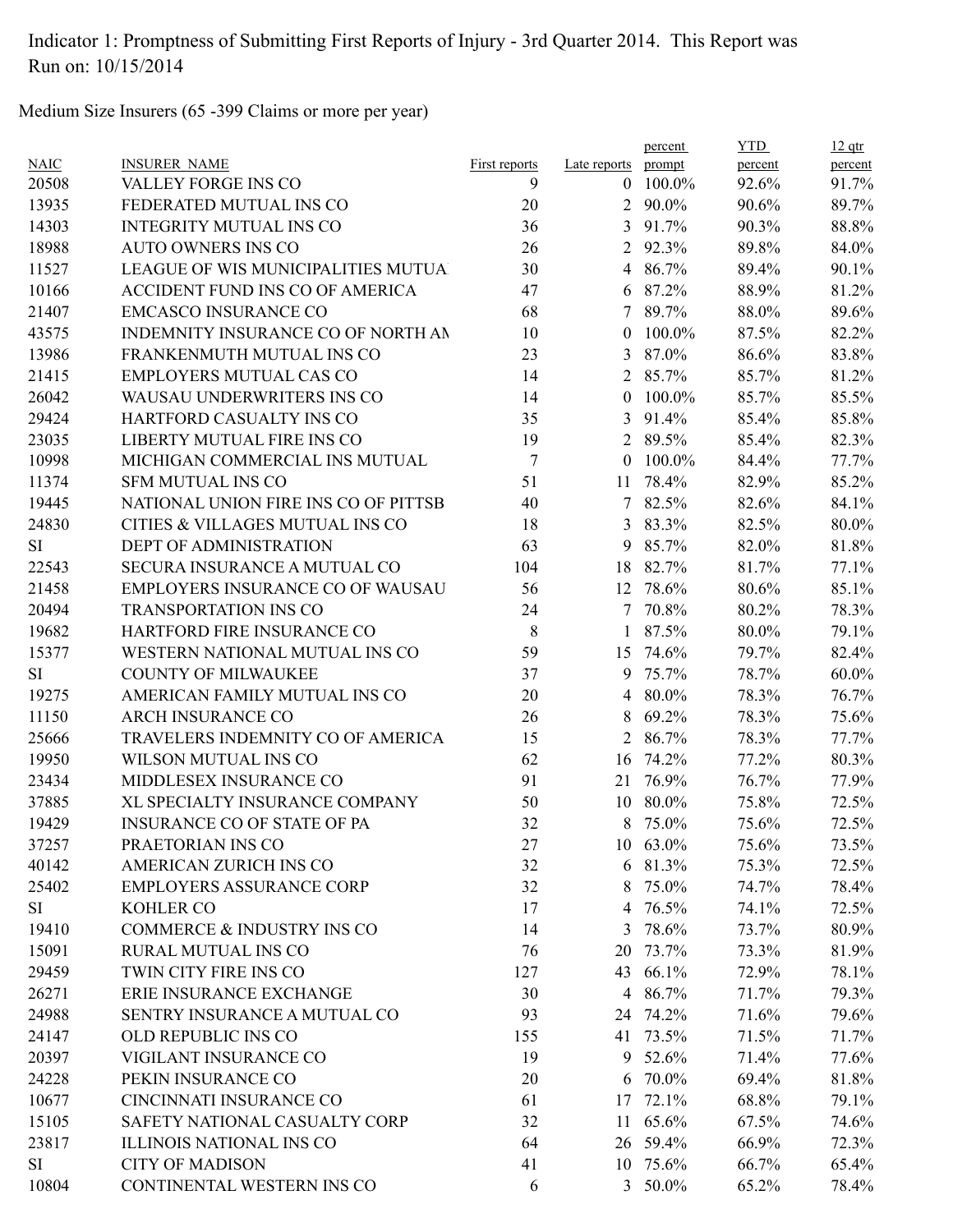Indicator 1: Promptness of Submitting First Reports of Injury - 3rd Quarter 2014. This Report was Run on: 10/15/2014

Medium Size Insurers (65 -399 Claims or more per year)

| NAIC | INSURER_NAME | First reports | Late reports | percent prompt | YTD percent | 12 qtr percent |
|---|---|---|---|---|---|---|
| 20508 | VALLEY FORGE INS CO | 9 | 0 | 100.0% | 92.6% | 91.7% |
| 13935 | FEDERATED MUTUAL INS CO | 20 | 2 | 90.0% | 90.6% | 89.7% |
| 14303 | INTEGRITY MUTUAL INS CO | 36 | 3 | 91.7% | 90.3% | 88.8% |
| 18988 | AUTO OWNERS INS CO | 26 | 2 | 92.3% | 89.8% | 84.0% |
| 11527 | LEAGUE OF WIS MUNICIPALITIES MUTUA | 30 | 4 | 86.7% | 89.4% | 90.1% |
| 10166 | ACCIDENT FUND INS CO OF AMERICA | 47 | 6 | 87.2% | 88.9% | 81.2% |
| 21407 | EMCASCO INSURANCE CO | 68 | 7 | 89.7% | 88.0% | 89.6% |
| 43575 | INDEMNITY INSURANCE CO OF NORTH AM | 10 | 0 | 100.0% | 87.5% | 82.2% |
| 13986 | FRANKENMUTH MUTUAL INS CO | 23 | 3 | 87.0% | 86.6% | 83.8% |
| 21415 | EMPLOYERS MUTUAL CAS CO | 14 | 2 | 85.7% | 85.7% | 81.2% |
| 26042 | WAUSAU UNDERWRITERS INS CO | 14 | 0 | 100.0% | 85.7% | 85.5% |
| 29424 | HARTFORD CASUALTY INS CO | 35 | 3 | 91.4% | 85.4% | 85.8% |
| 23035 | LIBERTY MUTUAL FIRE INS CO | 19 | 2 | 89.5% | 85.4% | 82.3% |
| 10998 | MICHIGAN COMMERCIAL INS MUTUAL | 7 | 0 | 100.0% | 84.4% | 77.7% |
| 11374 | SFM MUTUAL INS CO | 51 | 11 | 78.4% | 82.9% | 85.2% |
| 19445 | NATIONAL UNION FIRE INS CO OF PITTSB | 40 | 7 | 82.5% | 82.6% | 84.1% |
| 24830 | CITIES & VILLAGES MUTUAL INS CO | 18 | 3 | 83.3% | 82.5% | 80.0% |
| SI | DEPT OF ADMINISTRATION | 63 | 9 | 85.7% | 82.0% | 81.8% |
| 22543 | SECURA INSURANCE A MUTUAL CO | 104 | 18 | 82.7% | 81.7% | 77.1% |
| 21458 | EMPLOYERS INSURANCE CO OF WAUSAU | 56 | 12 | 78.6% | 80.6% | 85.1% |
| 20494 | TRANSPORTATION INS CO | 24 | 7 | 70.8% | 80.2% | 78.3% |
| 19682 | HARTFORD FIRE INSURANCE CO | 8 | 1 | 87.5% | 80.0% | 79.1% |
| 15377 | WESTERN NATIONAL MUTUAL INS CO | 59 | 15 | 74.6% | 79.7% | 82.4% |
| SI | COUNTY OF MILWAUKEE | 37 | 9 | 75.7% | 78.7% | 60.0% |
| 19275 | AMERICAN FAMILY MUTUAL INS CO | 20 | 4 | 80.0% | 78.3% | 76.7% |
| 11150 | ARCH INSURANCE CO | 26 | 8 | 69.2% | 78.3% | 75.6% |
| 25666 | TRAVELERS INDEMNITY CO OF AMERICA | 15 | 2 | 86.7% | 78.3% | 77.7% |
| 19950 | WILSON MUTUAL INS CO | 62 | 16 | 74.2% | 77.2% | 80.3% |
| 23434 | MIDDLESEX INSURANCE CO | 91 | 21 | 76.9% | 76.7% | 77.9% |
| 37885 | XL SPECIALTY INSURANCE COMPANY | 50 | 10 | 80.0% | 75.8% | 72.5% |
| 19429 | INSURANCE CO OF STATE OF PA | 32 | 8 | 75.0% | 75.6% | 72.5% |
| 37257 | PRAETORIAN INS CO | 27 | 10 | 63.0% | 75.6% | 73.5% |
| 40142 | AMERICAN ZURICH INS CO | 32 | 6 | 81.3% | 75.3% | 72.5% |
| 25402 | EMPLOYERS ASSURANCE CORP | 32 | 8 | 75.0% | 74.7% | 78.4% |
| SI | KOHLER CO | 17 | 4 | 76.5% | 74.1% | 72.5% |
| 19410 | COMMERCE & INDUSTRY INS CO | 14 | 3 | 78.6% | 73.7% | 80.9% |
| 15091 | RURAL MUTUAL INS CO | 76 | 20 | 73.7% | 73.3% | 81.9% |
| 29459 | TWIN CITY FIRE INS CO | 127 | 43 | 66.1% | 72.9% | 78.1% |
| 26271 | ERIE INSURANCE EXCHANGE | 30 | 4 | 86.7% | 71.7% | 79.3% |
| 24988 | SENTRY INSURANCE A MUTUAL CO | 93 | 24 | 74.2% | 71.6% | 79.6% |
| 24147 | OLD REPUBLIC INS CO | 155 | 41 | 73.5% | 71.5% | 71.7% |
| 20397 | VIGILANT INSURANCE CO | 19 | 9 | 52.6% | 71.4% | 77.6% |
| 24228 | PEKIN INSURANCE CO | 20 | 6 | 70.0% | 69.4% | 81.8% |
| 10677 | CINCINNATI INSURANCE CO | 61 | 17 | 72.1% | 68.8% | 79.1% |
| 15105 | SAFETY NATIONAL CASUALTY CORP | 32 | 11 | 65.6% | 67.5% | 74.6% |
| 23817 | ILLINOIS NATIONAL INS CO | 64 | 26 | 59.4% | 66.9% | 72.3% |
| SI | CITY OF MADISON | 41 | 10 | 75.6% | 66.7% | 65.4% |
| 10804 | CONTINENTAL WESTERN INS CO | 6 | 3 | 50.0% | 65.2% | 78.4% |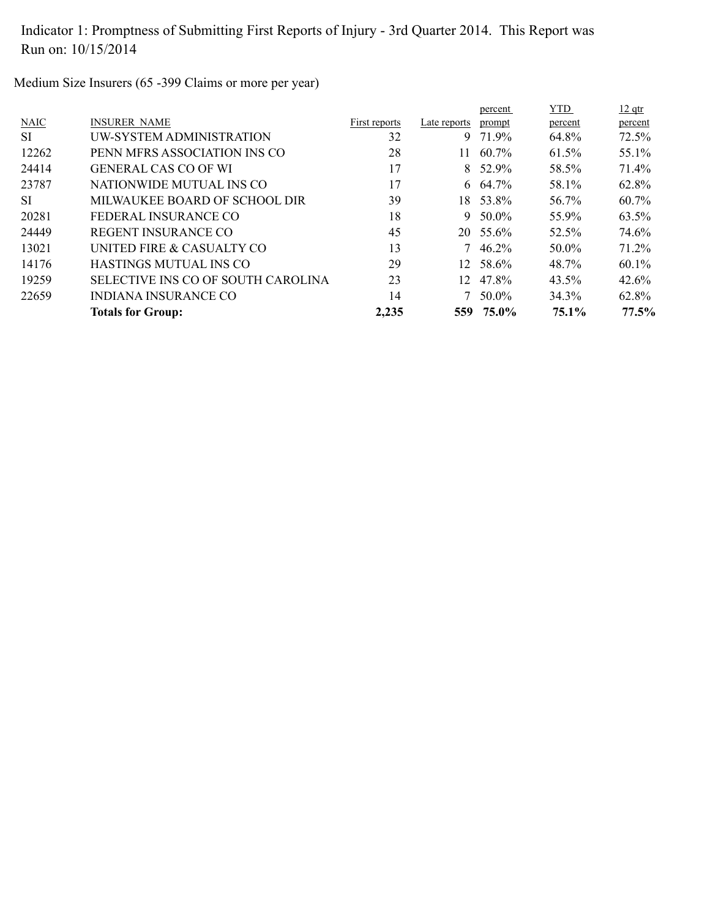Indicator 1: Promptness of Submitting First Reports of Injury - 3rd Quarter 2014. This Report was Run on: 10/15/2014

Medium Size Insurers (65 -399 Claims or more per year)

| NAIC | INSURER NAME | First reports | Late reports | percent prompt | YTD percent | 12 qtr percent |
|---|---|---|---|---|---|---|
| SI | UW-SYSTEM ADMINISTRATION | 32 | 9 | 71.9% | 64.8% | 72.5% |
| 12262 | PENN MFRS ASSOCIATION INS CO | 28 | 11 | 60.7% | 61.5% | 55.1% |
| 24414 | GENERAL CAS CO OF WI | 17 | 8 | 52.9% | 58.5% | 71.4% |
| 23787 | NATIONWIDE MUTUAL INS CO | 17 | 6 | 64.7% | 58.1% | 62.8% |
| SI | MILWAUKEE BOARD OF SCHOOL DIR | 39 | 18 | 53.8% | 56.7% | 60.7% |
| 20281 | FEDERAL INSURANCE CO | 18 | 9 | 50.0% | 55.9% | 63.5% |
| 24449 | REGENT INSURANCE CO | 45 | 20 | 55.6% | 52.5% | 74.6% |
| 13021 | UNITED FIRE & CASUALTY CO | 13 | 7 | 46.2% | 50.0% | 71.2% |
| 14176 | HASTINGS MUTUAL INS CO | 29 | 12 | 58.6% | 48.7% | 60.1% |
| 19259 | SELECTIVE INS CO OF SOUTH CAROLINA | 23 | 12 | 47.8% | 43.5% | 42.6% |
| 22659 | INDIANA INSURANCE CO | 14 | 7 | 50.0% | 34.3% | 62.8% |
| | **Totals for Group:** | **2,235** | **559** | **75.0%** | **75.1%** | **77.5%** |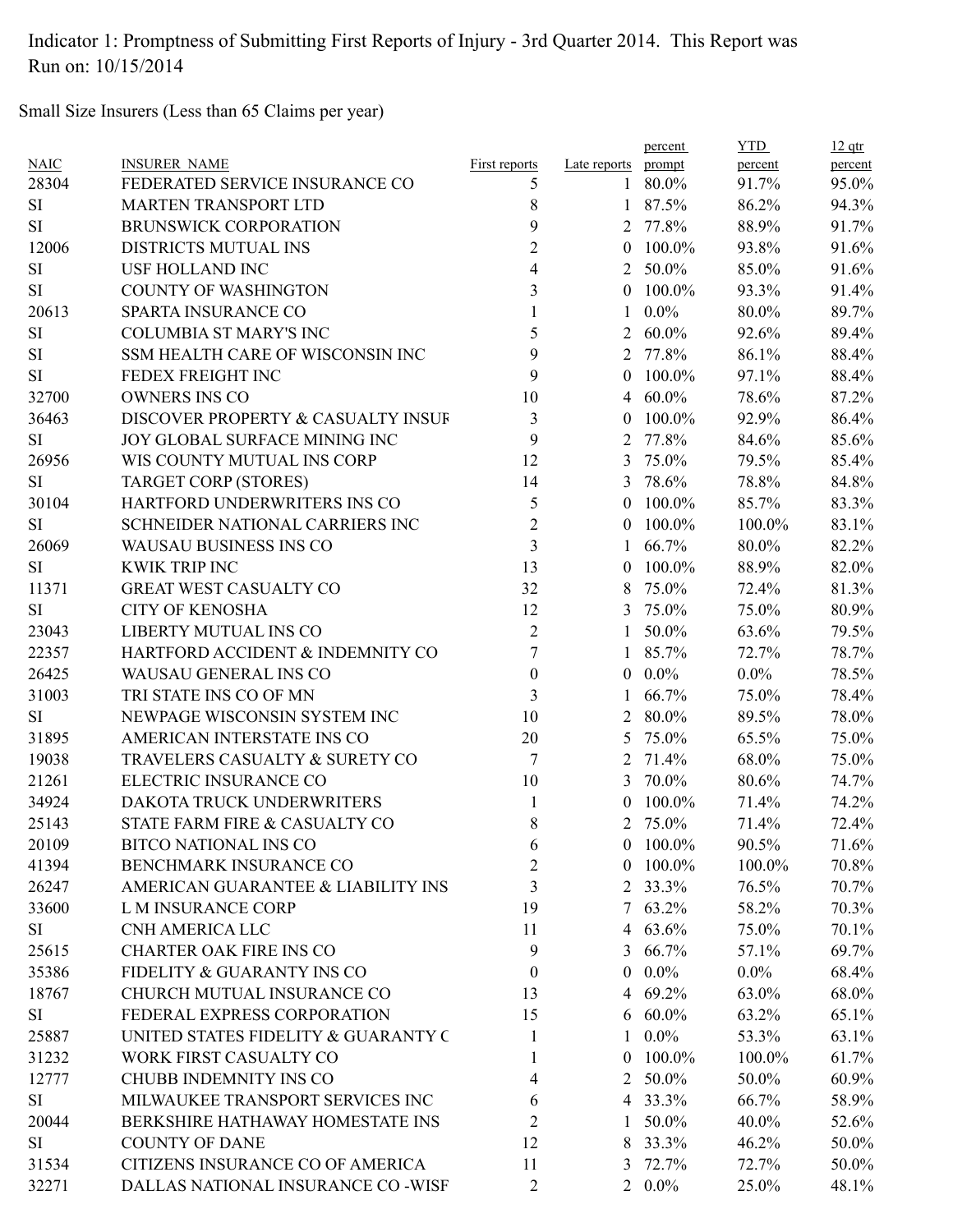Indicator 1: Promptness of Submitting First Reports of Injury - 3rd Quarter 2014. This Report was Run on: 10/15/2014

Small Size Insurers (Less than 65 Claims per year)

| NAIC | INSURER_NAME | First reports | Late reports | percent prompt | YTD percent | 12 qtr percent |
|---|---|---|---|---|---|---|
| 28304 | FEDERATED SERVICE INSURANCE CO | 5 | 1 | 80.0% | 91.7% | 95.0% |
| SI | MARTEN TRANSPORT LTD | 8 | 1 | 87.5% | 86.2% | 94.3% |
| SI | BRUNSWICK CORPORATION | 9 | 2 | 77.8% | 88.9% | 91.7% |
| 12006 | DISTRICTS MUTUAL INS | 2 | 0 | 100.0% | 93.8% | 91.6% |
| SI | USF HOLLAND INC | 4 | 2 | 50.0% | 85.0% | 91.6% |
| SI | COUNTY OF WASHINGTON | 3 | 0 | 100.0% | 93.3% | 91.4% |
| 20613 | SPARTA INSURANCE CO | 1 | 1 | 0.0% | 80.0% | 89.7% |
| SI | COLUMBIA ST MARY'S INC | 5 | 2 | 60.0% | 92.6% | 89.4% |
| SI | SSM HEALTH CARE OF WISCONSIN INC | 9 | 2 | 77.8% | 86.1% | 88.4% |
| SI | FEDEX FREIGHT INC | 9 | 0 | 100.0% | 97.1% | 88.4% |
| 32700 | OWNERS INS CO | 10 | 4 | 60.0% | 78.6% | 87.2% |
| 36463 | DISCOVER PROPERTY & CASUALTY INSUR | 3 | 0 | 100.0% | 92.9% | 86.4% |
| SI | JOY GLOBAL SURFACE MINING INC | 9 | 2 | 77.8% | 84.6% | 85.6% |
| 26956 | WIS COUNTY MUTUAL INS CORP | 12 | 3 | 75.0% | 79.5% | 85.4% |
| SI | TARGET CORP (STORES) | 14 | 3 | 78.6% | 78.8% | 84.8% |
| 30104 | HARTFORD UNDERWRITERS INS CO | 5 | 0 | 100.0% | 85.7% | 83.3% |
| SI | SCHNEIDER NATIONAL CARRIERS INC | 2 | 0 | 100.0% | 100.0% | 83.1% |
| 26069 | WAUSAU BUSINESS INS CO | 3 | 1 | 66.7% | 80.0% | 82.2% |
| SI | KWIK TRIP INC | 13 | 0 | 100.0% | 88.9% | 82.0% |
| 11371 | GREAT WEST CASUALTY CO | 32 | 8 | 75.0% | 72.4% | 81.3% |
| SI | CITY OF KENOSHA | 12 | 3 | 75.0% | 75.0% | 80.9% |
| 23043 | LIBERTY MUTUAL INS CO | 2 | 1 | 50.0% | 63.6% | 79.5% |
| 22357 | HARTFORD ACCIDENT & INDEMNITY CO | 7 | 1 | 85.7% | 72.7% | 78.7% |
| 26425 | WAUSAU GENERAL INS CO | 0 | 0 | 0.0% | 0.0% | 78.5% |
| 31003 | TRI STATE INS CO OF MN | 3 | 1 | 66.7% | 75.0% | 78.4% |
| SI | NEWPAGE WISCONSIN SYSTEM INC | 10 | 2 | 80.0% | 89.5% | 78.0% |
| 31895 | AMERICAN INTERSTATE INS CO | 20 | 5 | 75.0% | 65.5% | 75.0% |
| 19038 | TRAVELERS CASUALTY & SURETY CO | 7 | 2 | 71.4% | 68.0% | 75.0% |
| 21261 | ELECTRIC INSURANCE CO | 10 | 3 | 70.0% | 80.6% | 74.7% |
| 34924 | DAKOTA TRUCK UNDERWRITERS | 1 | 0 | 100.0% | 71.4% | 74.2% |
| 25143 | STATE FARM FIRE & CASUALTY CO | 8 | 2 | 75.0% | 71.4% | 72.4% |
| 20109 | BITCO NATIONAL INS CO | 6 | 0 | 100.0% | 90.5% | 71.6% |
| 41394 | BENCHMARK INSURANCE CO | 2 | 0 | 100.0% | 100.0% | 70.8% |
| 26247 | AMERICAN GUARANTEE & LIABILITY INS | 3 | 2 | 33.3% | 76.5% | 70.7% |
| 33600 | L M INSURANCE CORP | 19 | 7 | 63.2% | 58.2% | 70.3% |
| SI | CNH AMERICA LLC | 11 | 4 | 63.6% | 75.0% | 70.1% |
| 25615 | CHARTER OAK FIRE INS CO | 9 | 3 | 66.7% | 57.1% | 69.7% |
| 35386 | FIDELITY & GUARANTY INS CO | 0 | 0 | 0.0% | 0.0% | 68.4% |
| 18767 | CHURCH MUTUAL INSURANCE CO | 13 | 4 | 69.2% | 63.0% | 68.0% |
| SI | FEDERAL EXPRESS CORPORATION | 15 | 6 | 60.0% | 63.2% | 65.1% |
| 25887 | UNITED STATES FIDELITY & GUARANTY C | 1 | 1 | 0.0% | 53.3% | 63.1% |
| 31232 | WORK FIRST CASUALTY CO | 1 | 0 | 100.0% | 100.0% | 61.7% |
| 12777 | CHUBB INDEMNITY INS CO | 4 | 2 | 50.0% | 50.0% | 60.9% |
| SI | MILWAUKEE TRANSPORT SERVICES INC | 6 | 4 | 33.3% | 66.7% | 58.9% |
| 20044 | BERKSHIRE HATHAWAY HOMESTATE INS | 2 | 1 | 50.0% | 40.0% | 52.6% |
| SI | COUNTY OF DANE | 12 | 8 | 33.3% | 46.2% | 50.0% |
| 31534 | CITIZENS INSURANCE CO OF AMERICA | 11 | 3 | 72.7% | 72.7% | 50.0% |
| 32271 | DALLAS NATIONAL INSURANCE CO -WISF | 2 | 2 | 0.0% | 25.0% | 48.1% |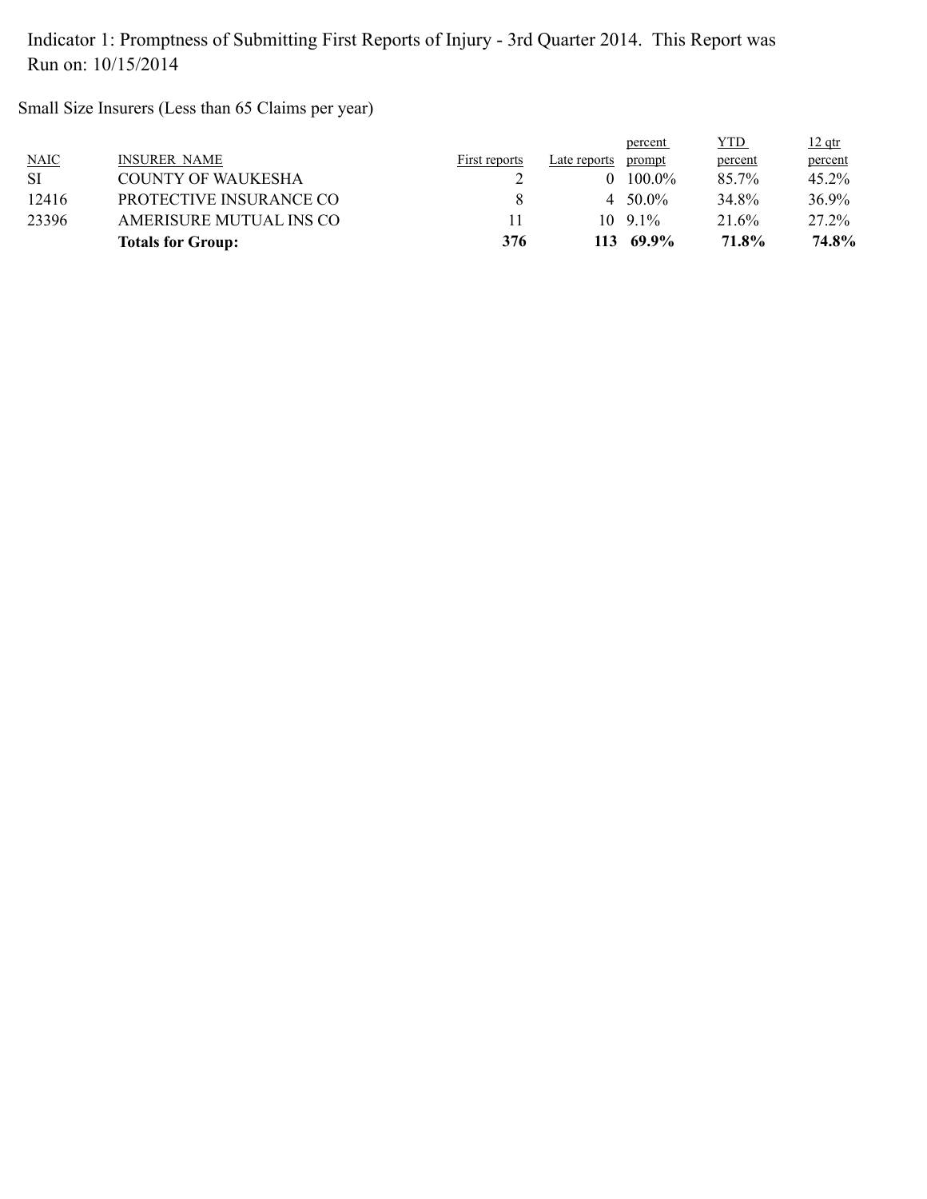Indicator 1: Promptness of Submitting First Reports of Injury - 3rd Quarter 2014. This Report was Run on: 10/15/2014

Small Size Insurers (Less than 65 Claims per year)

| NAIC | INSURER NAME | First reports | Late reports | percent prompt | YTD percent | 12 qtr percent |
|---|---|---|---|---|---|---|
| SI | COUNTY OF WAUKESHA | 2 | 0 | 100.0% | 85.7% | 45.2% |
| 12416 | PROTECTIVE INSURANCE CO | 8 | 4 | 50.0% | 34.8% | 36.9% |
| 23396 | AMERISURE MUTUAL INS CO | 11 | 10 | 9.1% | 21.6% | 27.2% |
| | **Totals for Group:** | **376** | **113** | **69.9%** | **71.8%** | **74.8%** |